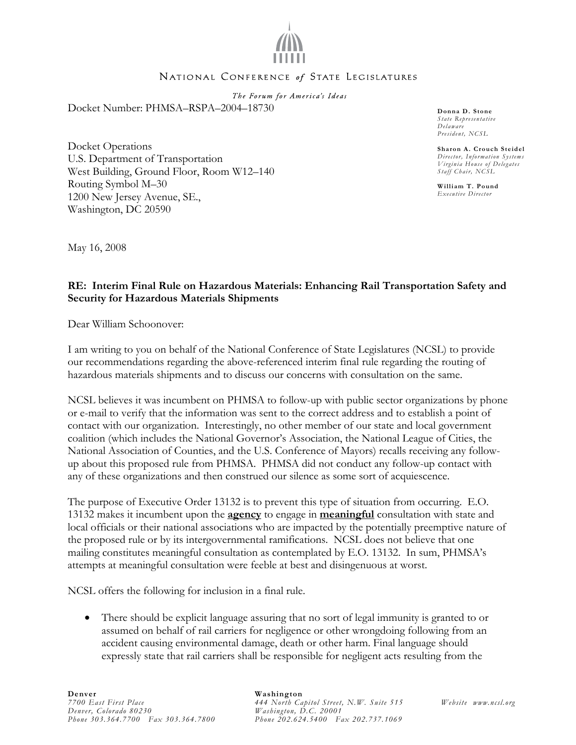NATIONAL CONFERENCE *of* STATE LEGISLATURES

*The Forum for America's Ideas*

**Donna D. Stone**
*State Representative*
*Delaware*
*President, NCSL*

**Sharon A. Crouch Steidel**
*Director, Information Systems*
*Virginia House of Delegates*
*Staff Chair, NCSL*

**William T. Pound**
*Executive Director*

Docket Number: PHMSA–RSPA–2004–18730

Docket Operations
U.S. Department of Transportation
West Building, Ground Floor, Room W12–140
Routing Symbol M–30
1200 New Jersey Avenue, SE.,
Washington, DC 20590

May 16, 2008

**RE: Interim Final Rule on Hazardous Materials: Enhancing Rail Transportation Safety and Security for Hazardous Materials Shipments**

Dear William Schoonover:

I am writing to you on behalf of the National Conference of State Legislatures (NCSL) to provide our recommendations regarding the above-referenced interim final rule regarding the routing of hazardous materials shipments and to discuss our concerns with consultation on the same.

NCSL believes it was incumbent on PHMSA to follow-up with public sector organizations by phone or e-mail to verify that the information was sent to the correct address and to establish a point of contact with our organization. Interestingly, no other member of our state and local government coalition (which includes the National Governor's Association, the National League of Cities, the National Association of Counties, and the U.S. Conference of Mayors) recalls receiving any follow-up about this proposed rule from PHMSA. PHMSA did not conduct any follow-up contact with any of these organizations and then construed our silence as some sort of acquiescence.

The purpose of Executive Order 13132 is to prevent this type of situation from occurring. E.O. 13132 makes it incumbent upon the **agency** to engage in **meaningful** consultation with state and local officials or their national associations who are impacted by the potentially preemptive nature of the proposed rule or by its intergovernmental ramifications. NCSL does not believe that one mailing constitutes meaningful consultation as contemplated by E.O. 13132. In sum, PHMSA's attempts at meaningful consultation were feeble at best and disingenuous at worst.

NCSL offers the following for inclusion in a final rule.

- There should be explicit language assuring that no sort of legal immunity is granted to or assumed on behalf of rail carriers for negligence or other wrongdoing following from an accident causing environmental damage, death or other harm. Final language should expressly state that rail carriers shall be responsible for negligent acts resulting from the

**Denver**
*7700 East First Place*
*Denver, Colorado 80230*
*Phone 303.364.7700 Fax 303.364.7800*

**Washington**
*444 North Capitol Street, N.W. Suite 515*
*Washington, D.C. 20001*
*Phone 202.624.5400 Fax 202.737.1069*

*Website www.ncsl.org*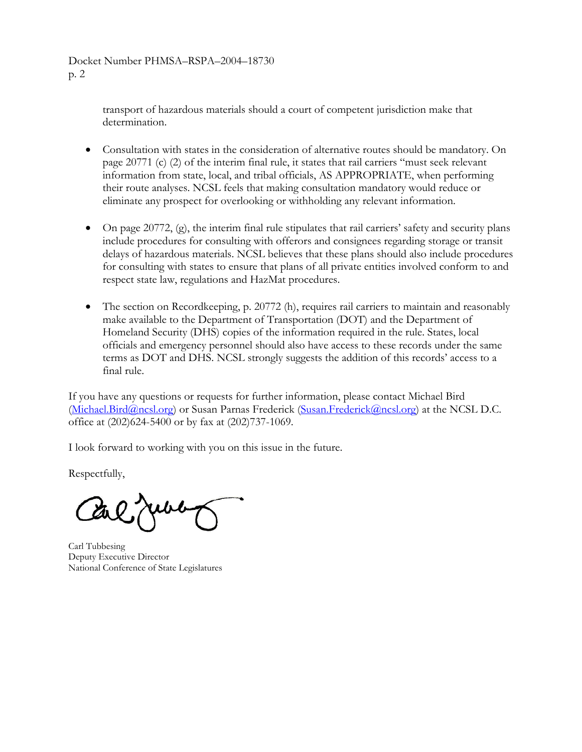transport of hazardous materials should a court of competent jurisdiction make that determination.

- Consultation with states in the consideration of alternative routes should be mandatory. On page 20771 (c) (2) of the interim final rule, it states that rail carriers "must seek relevant information from state, local, and tribal officials, AS APPROPRIATE, when performing their route analyses. NCSL feels that making consultation mandatory would reduce or eliminate any prospect for overlooking or withholding any relevant information.

- On page 20772, (g), the interim final rule stipulates that rail carriers' safety and security plans include procedures for consulting with offerors and consignees regarding storage or transit delays of hazardous materials. NCSL believes that these plans should also include procedures for consulting with states to ensure that plans of all private entities involved conform to and respect state law, regulations and HazMat procedures.

- The section on Recordkeeping, p. 20772 (h), requires rail carriers to maintain and reasonably make available to the Department of Transportation (DOT) and the Department of Homeland Security (DHS) copies of the information required in the rule. States, local officials and emergency personnel should also have access to these records under the same terms as DOT and DHS. NCSL strongly suggests the addition of this records' access to a final rule.

If you have any questions or requests for further information, please contact Michael Bird (Michael.Bird@ncsl.org) or Susan Parnas Frederick (Susan.Frederick@ncsl.org) at the NCSL D.C. office at (202)624-5400 or by fax at (202)737-1069.

I look forward to working with you on this issue in the future.

Respectfully,

Carl Tubbesing
Deputy Executive Director
National Conference of State Legislatures